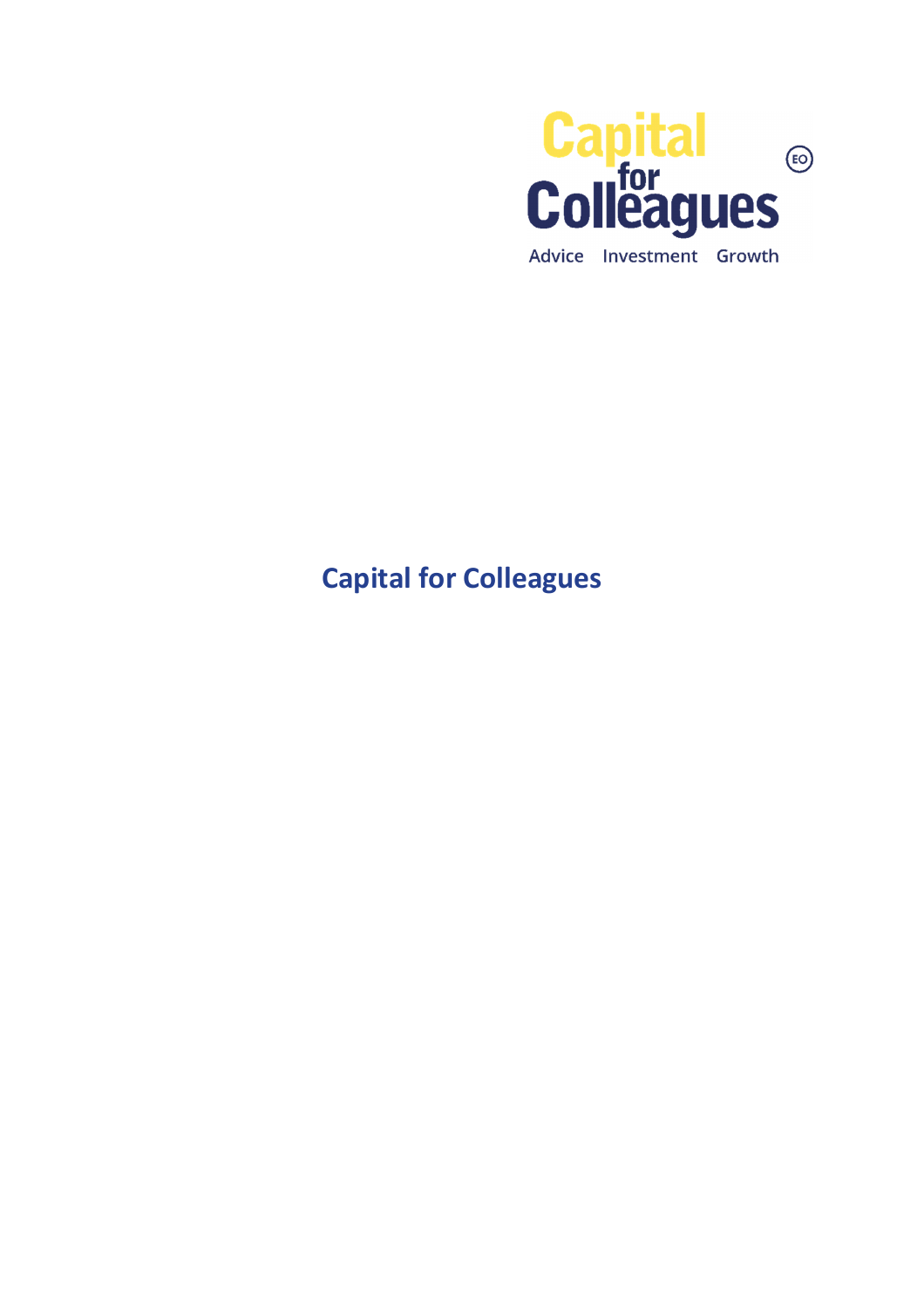Capital for Colleagues

Advice Investment Growth

# Capital for Colleagues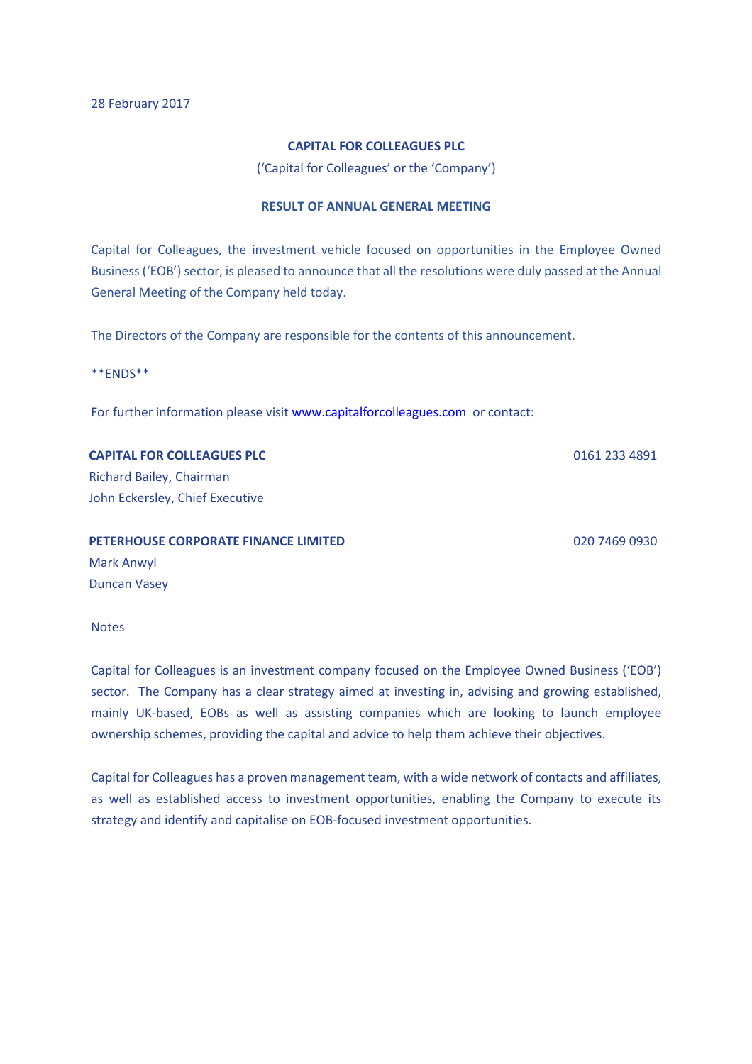28 February 2017

**CAPITAL FOR COLLEAGUES PLC**

('Capital for Colleagues' or the 'Company')

**RESULT OF ANNUAL GENERAL MEETING**

Capital for Colleagues, the investment vehicle focused on opportunities in the Employee Owned Business ('EOB') sector, is pleased to announce that all the resolutions were duly passed at the Annual General Meeting of the Company held today.

The Directors of the Company are responsible for the contents of this announcement.

**ENDS**

For further information please visit [www.capitalforcolleagues.com](http://www.capitalforcolleagues.com) or contact:

| | |
|---|---|
| **CAPITAL FOR COLLEAGUES PLC** | 0161 233 4891 |
| Richard Bailey, Chairman | |
| John Eckersley, Chief Executive | |
| | |
| **PETERHOUSE CORPORATE FINANCE LIMITED** | 020 7469 0930 |
| Mark Anwyl | |
| Duncan Vasey | |

Notes

Capital for Colleagues is an investment company focused on the Employee Owned Business ('EOB') sector. The Company has a clear strategy aimed at investing in, advising and growing established, mainly UK-based, EOBs as well as assisting companies which are looking to launch employee ownership schemes, providing the capital and advice to help them achieve their objectives.

Capital for Colleagues has a proven management team, with a wide network of contacts and affiliates, as well as established access to investment opportunities, enabling the Company to execute its strategy and identify and capitalise on EOB-focused investment opportunities.